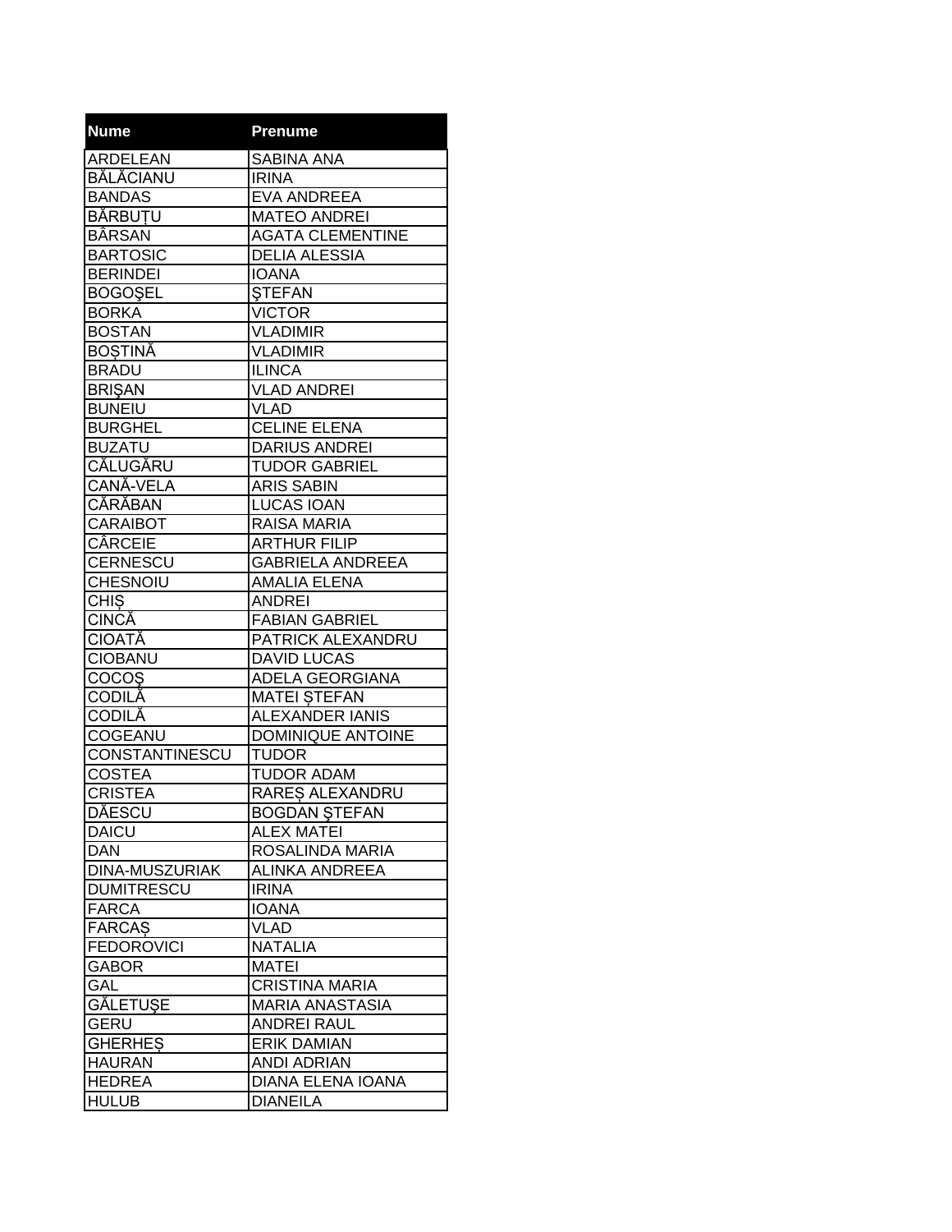| Nume | Prenume |
|---|---|
| ARDELEAN | SABINA ANA |
| BĂLĂCIANU | IRINA |
| BANDAS | EVA ANDREEA |
| BĂRBUȚU | MATEO ANDREI |
| BÂRSAN | AGATA CLEMENTINE |
| BARTOSIC | DELIA ALESSIA |
| BERINDEI | IOANA |
| BOGOŞEL | ŞTEFAN |
| BORKA | VICTOR |
| BOSTAN | VLADIMIR |
| BOȘTINĂ | VLADIMIR |
| BRADU | ILINCA |
| BRIŞAN | VLAD ANDREI |
| BUNEIU | VLAD |
| BURGHEL | CELINE ELENA |
| BUZATU | DARIUS ANDREI |
| CĂLUGĂRU | TUDOR GABRIEL |
| CANĂ-VELA | ARIS SABIN |
| CĂRĂBAN | LUCAS IOAN |
| CARAIBOT | RAISA MARIA |
| CÂRCEIE | ARTHUR FILIP |
| CERNESCU | GABRIELA ANDREEA |
| CHESNOIU | AMALIA ELENA |
| CHIȘ | ANDREI |
| CINCĂ | FABIAN GABRIEL |
| CIOATĂ | PATRICK ALEXANDRU |
| CIOBANU | DAVID LUCAS |
| COCOȘ | ADELA GEORGIANA |
| CODILĂ | MATEI ȘTEFAN |
| CODILĂ | ALEXANDER IANIS |
| COGEANU | DOMINIQUE ANTOINE |
| CONSTANTINESCU | TUDOR |
| COSTEA | TUDOR ADAM |
| CRISTEA | RAREȘ ALEXANDRU |
| DĂESCU | BOGDAN ŞTEFAN |
| DAICU | ALEX MATEI |
| DAN | ROSALINDA MARIA |
| DINA-MUSZURIAK | ALINKA ANDREEA |
| DUMITRESCU | IRINA |
| FARCA | IOANA |
| FARCAȘ | VLAD |
| FEDOROVICI | NATALIA |
| GABOR | MATEI |
| GAL | CRISTINA MARIA |
| GĂLETUŞE | MARIA ANASTASIA |
| GERU | ANDREI RAUL |
| GHERHEȘ | ERIK DAMIAN |
| HAURAN | ANDI ADRIAN |
| HEDREA | DIANA ELENA IOANA |
| HULUB | DIANEILA |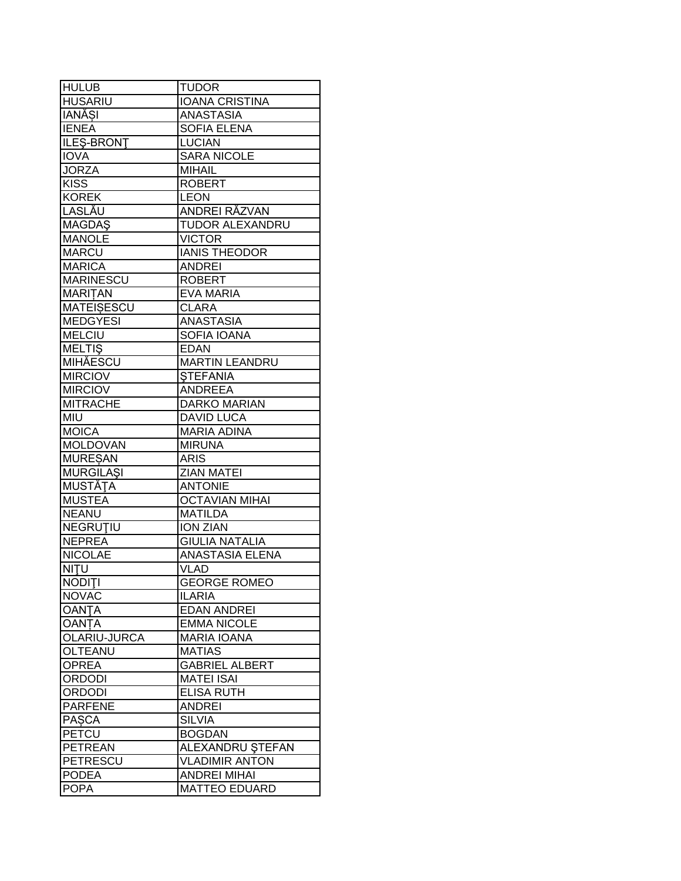| HULUB | TUDOR |
| --- | --- |
| HUSARIU | IOANA CRISTINA |
| IANĂȘI | ANASTASIA |
| IENEA | SOFIA ELENA |
| ILEŞ-BRONŢ | LUCIAN |
| IOVA | SARA NICOLE |
| JORZA | MIHAIL |
| KISS | ROBERT |
| KOREK | LEON |
| LASLĂU | ANDREI RĂZVAN |
| MAGDAŞ | TUDOR ALEXANDRU |
| MANOLE | VICTOR |
| MARCU | IANIS THEODOR |
| MARICA | ANDREI |
| MARINESCU | ROBERT |
| MARIȚAN | EVA MARIA |
| MATEIȘESCU | CLARA |
| MEDGYESI | ANASTASIA |
| MELCIU | SOFIA IOANA |
| MELTIŞ | EDAN |
| MIHĂESCU | MARTIN LEANDRU |
| MIRCIOV | ŞTEFANIA |
| MIRCIOV | ANDREEA |
| MITRACHE | DARKO MARIAN |
| MIU | DAVID LUCA |
| MOICA | MARIA ADINA |
| MOLDOVAN | MIRUNA |
| MUREȘAN | ARIS |
| MURGILAŞI | ZIAN MATEI |
| MUSTĂŢA | ANTONIE |
| MUSTEA | OCTAVIAN MIHAI |
| NEANU | MATILDA |
| NEGRUŢIU | ION ZIAN |
| NEPREA | GIULIA NATALIA |
| NICOLAE | ANASTASIA ELENA |
| NIŢU | VLAD |
| NODIŢI | GEORGE ROMEO |
| NOVAC | ILARIA |
| OANŢA | EDAN ANDREI |
| OANȚA | EMMA NICOLE |
| OLARIU-JURCA | MARIA IOANA |
| OLTEANU | MATIAS |
| OPREA | GABRIEL ALBERT |
| ORDODI | MATEI ISAI |
| ORDODI | ELISA RUTH |
| PARFENE | ANDREI |
| PAȘCA | SILVIA |
| PETCU | BOGDAN |
| PETREAN | ALEXANDRU ŞTEFAN |
| PETRESCU | VLADIMIR ANTON |
| PODEA | ANDREI MIHAI |
| POPA | MATTEO EDUARD |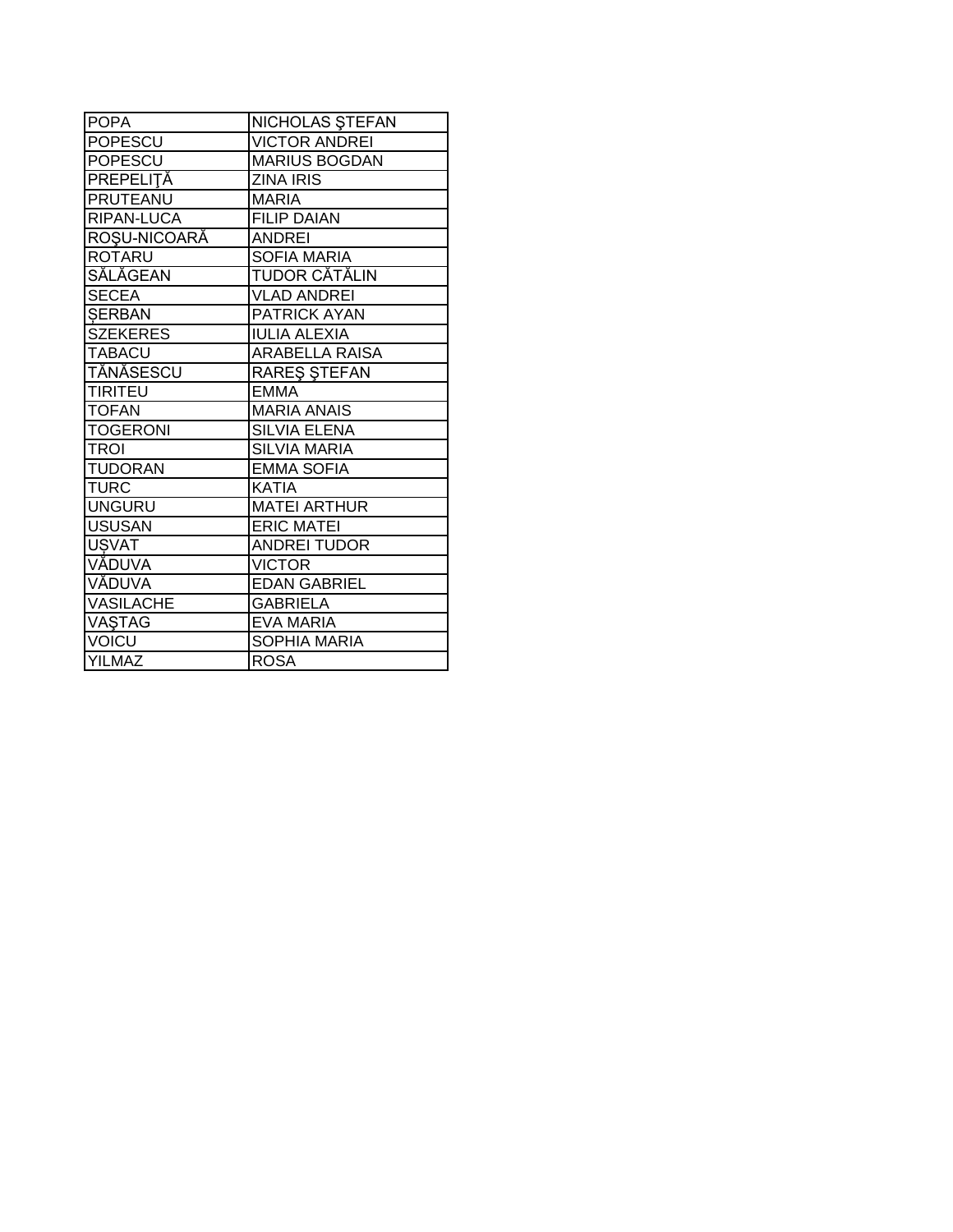| | |
|---|---|
| POPA | NICHOLAS ŞTEFAN |
| POPESCU | VICTOR ANDREI |
| POPESCU | MARIUS BOGDAN |
| PREPELIŢĂ | ZINA IRIS |
| PRUTEANU | MARIA |
| RIPAN-LUCA | FILIP DAIAN |
| ROŞU-NICOARĂ | ANDREI |
| ROTARU | SOFIA MARIA |
| SĂLĂGEAN | TUDOR CĂTĂLIN |
| SECEA | VLAD ANDREI |
| ŞERBAN | PATRICK AYAN |
| SZEKERES | IULIA ALEXIA |
| TABACU | ARABELLA RAISA |
| TĂNĂSESCU | RAREŞ ŞTEFAN |
| TIRITEU | EMMA |
| TOFAN | MARIA ANAIS |
| TOGERONI | SILVIA ELENA |
| TROI | SILVIA MARIA |
| TUDORAN | EMMA SOFIA |
| TURC | KATIA |
| UNGURU | MATEI ARTHUR |
| USUSAN | ERIC MATEI |
| UŞVAT | ANDREI TUDOR |
| VĂDUVA | VICTOR |
| VĂDUVA | EDAN GABRIEL |
| VASILACHE | GABRIELA |
| VAŞTAG | EVA MARIA |
| VOICU | SOPHIA MARIA |
| YILMAZ | ROSA |